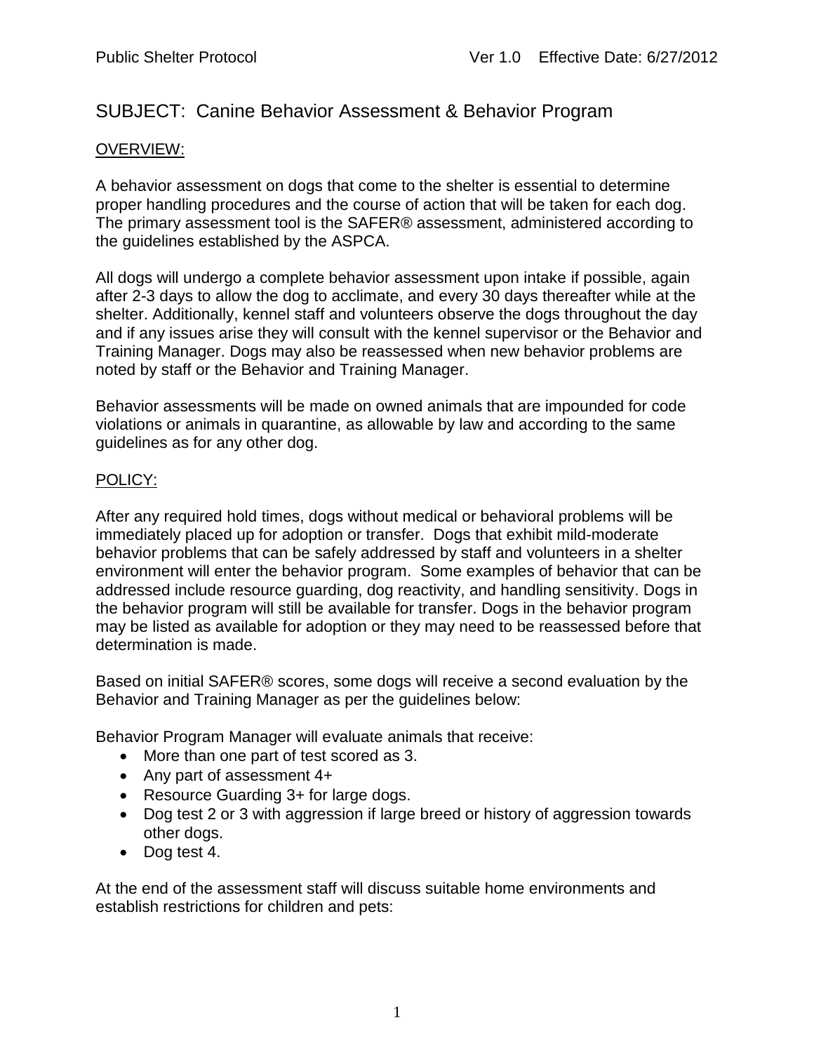# SUBJECT: Canine Behavior Assessment & Behavior Program

## OVERVIEW:

A behavior assessment on dogs that come to the shelter is essential to determine proper handling procedures and the course of action that will be taken for each dog. The primary assessment tool is the SAFER® assessment, administered according to the guidelines established by the ASPCA.

All dogs will undergo a complete behavior assessment upon intake if possible, again after 2-3 days to allow the dog to acclimate, and every 30 days thereafter while at the shelter. Additionally, kennel staff and volunteers observe the dogs throughout the day and if any issues arise they will consult with the kennel supervisor or the Behavior and Training Manager. Dogs may also be reassessed when new behavior problems are noted by staff or the Behavior and Training Manager.

Behavior assessments will be made on owned animals that are impounded for code violations or animals in quarantine, as allowable by law and according to the same guidelines as for any other dog.

## POLICY:

After any required hold times, dogs without medical or behavioral problems will be immediately placed up for adoption or transfer. Dogs that exhibit mild-moderate behavior problems that can be safely addressed by staff and volunteers in a shelter environment will enter the behavior program. Some examples of behavior that can be addressed include resource guarding, dog reactivity, and handling sensitivity. Dogs in the behavior program will still be available for transfer. Dogs in the behavior program may be listed as available for adoption or they may need to be reassessed before that determination is made.

Based on initial SAFER® scores, some dogs will receive a second evaluation by the Behavior and Training Manager as per the guidelines below:

Behavior Program Manager will evaluate animals that receive:

- More than one part of test scored as 3.
- Any part of assessment 4+
- Resource Guarding 3+ for large dogs.
- Dog test 2 or 3 with aggression if large breed or history of aggression towards other dogs.
- Dog test 4.

At the end of the assessment staff will discuss suitable home environments and establish restrictions for children and pets: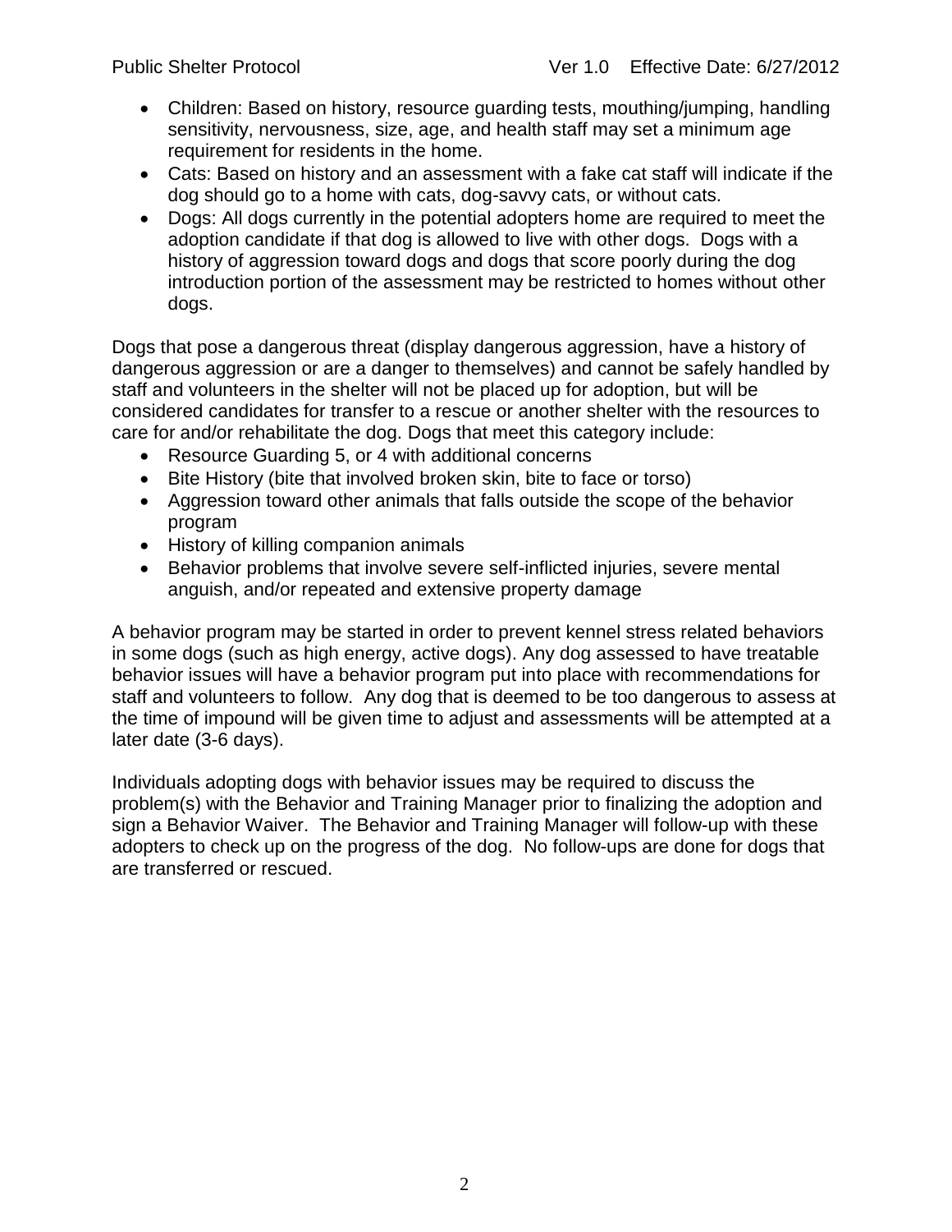- Children: Based on history, resource guarding tests, mouthing/jumping, handling sensitivity, nervousness, size, age, and health staff may set a minimum age requirement for residents in the home.
- Cats: Based on history and an assessment with a fake cat staff will indicate if the dog should go to a home with cats, dog-savvy cats, or without cats.
- Dogs: All dogs currently in the potential adopters home are required to meet the adoption candidate if that dog is allowed to live with other dogs. Dogs with a history of aggression toward dogs and dogs that score poorly during the dog introduction portion of the assessment may be restricted to homes without other dogs.

Dogs that pose a dangerous threat (display dangerous aggression, have a history of dangerous aggression or are a danger to themselves) and cannot be safely handled by staff and volunteers in the shelter will not be placed up for adoption, but will be considered candidates for transfer to a rescue or another shelter with the resources to care for and/or rehabilitate the dog. Dogs that meet this category include:

- Resource Guarding 5, or 4 with additional concerns
- Bite History (bite that involved broken skin, bite to face or torso)
- Aggression toward other animals that falls outside the scope of the behavior program
- History of killing companion animals
- Behavior problems that involve severe self-inflicted injuries, severe mental anguish, and/or repeated and extensive property damage

A behavior program may be started in order to prevent kennel stress related behaviors in some dogs (such as high energy, active dogs). Any dog assessed to have treatable behavior issues will have a behavior program put into place with recommendations for staff and volunteers to follow. Any dog that is deemed to be too dangerous to assess at the time of impound will be given time to adjust and assessments will be attempted at a later date (3-6 days).

Individuals adopting dogs with behavior issues may be required to discuss the problem(s) with the Behavior and Training Manager prior to finalizing the adoption and sign a Behavior Waiver. The Behavior and Training Manager will follow-up with these adopters to check up on the progress of the dog. No follow-ups are done for dogs that are transferred or rescued.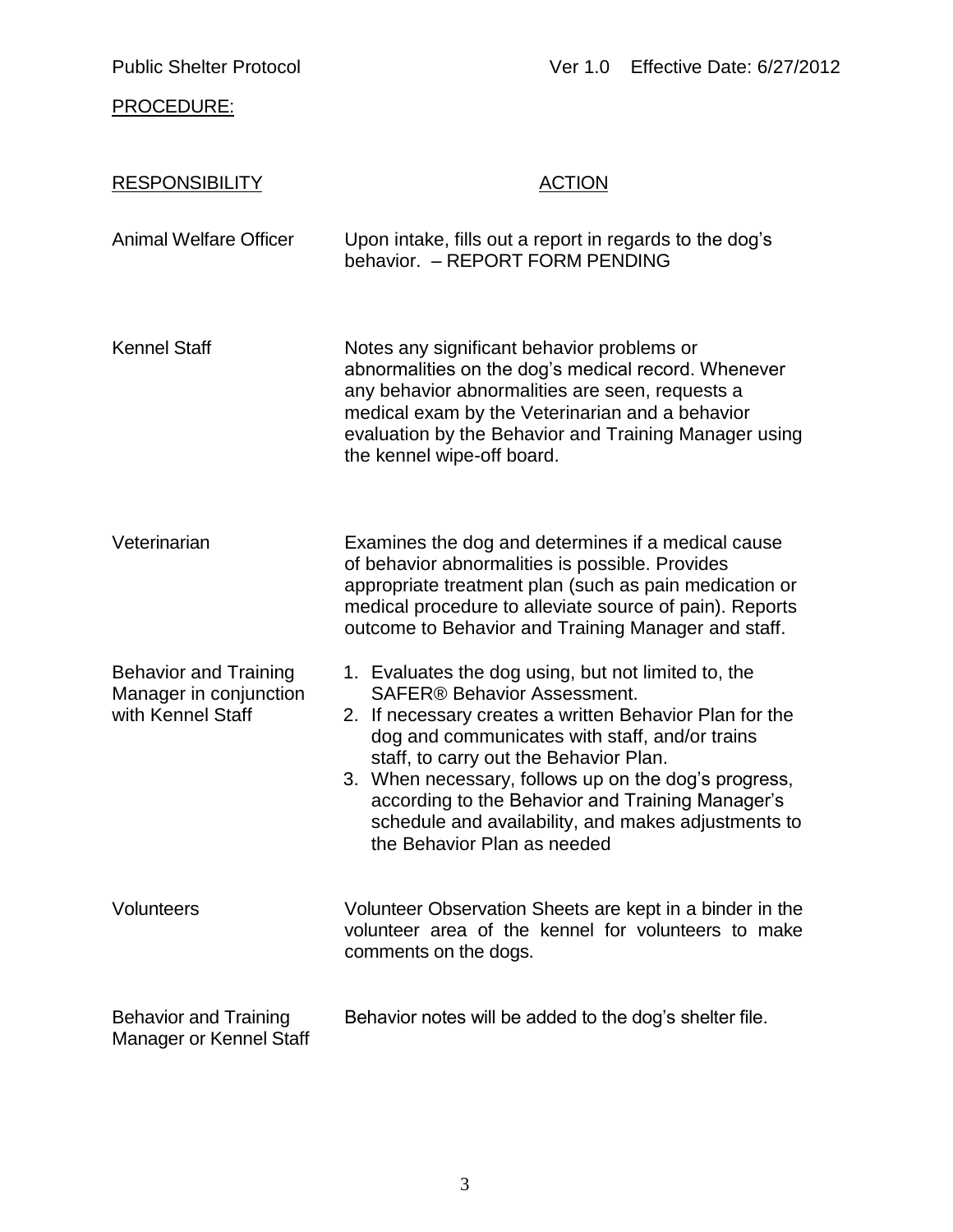PROCEDURE:

| RESPONSIBILITY | ACTION |
| --- | --- |
| Animal Welfare Officer | Upon intake, fills out a report in regards to the dog's behavior. – REPORT FORM PENDING |
| Kennel Staff | Notes any significant behavior problems or abnormalities on the dog's medical record. Whenever any behavior abnormalities are seen, requests a medical exam by the Veterinarian and a behavior evaluation by the Behavior and Training Manager using the kennel wipe-off board. |
| Veterinarian | Examines the dog and determines if a medical cause of behavior abnormalities is possible. Provides appropriate treatment plan (such as pain medication or medical procedure to alleviate source of pain). Reports outcome to Behavior and Training Manager and staff. |
| Behavior and Training Manager in conjunction with Kennel Staff | 1. Evaluates the dog using, but not limited to, the SAFER® Behavior Assessment.<br>2. If necessary creates a written Behavior Plan for the dog and communicates with staff, and/or trains staff, to carry out the Behavior Plan.<br>3. When necessary, follows up on the dog's progress, according to the Behavior and Training Manager's schedule and availability, and makes adjustments to the Behavior Plan as needed |
| Volunteers | Volunteer Observation Sheets are kept in a binder in the volunteer area of the kennel for volunteers to make comments on the dogs. |
| Behavior and Training Manager or Kennel Staff | Behavior notes will be added to the dog's shelter file. |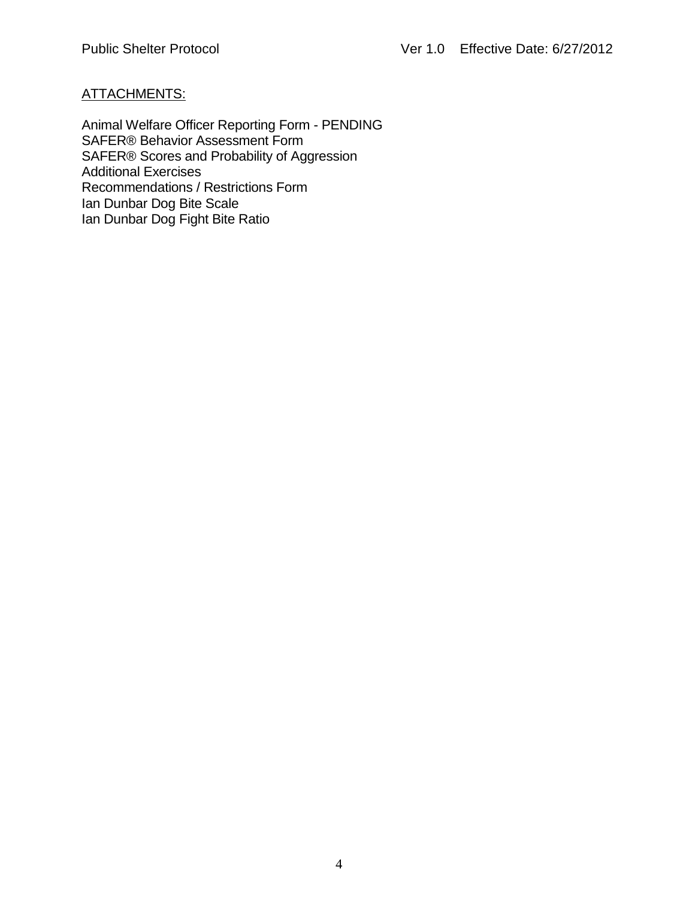ATTACHMENTS:

Animal Welfare Officer Reporting Form - PENDING
SAFER® Behavior Assessment Form
SAFER® Scores and Probability of Aggression
Additional Exercises
Recommendations / Restrictions Form
Ian Dunbar Dog Bite Scale
Ian Dunbar Dog Fight Bite Ratio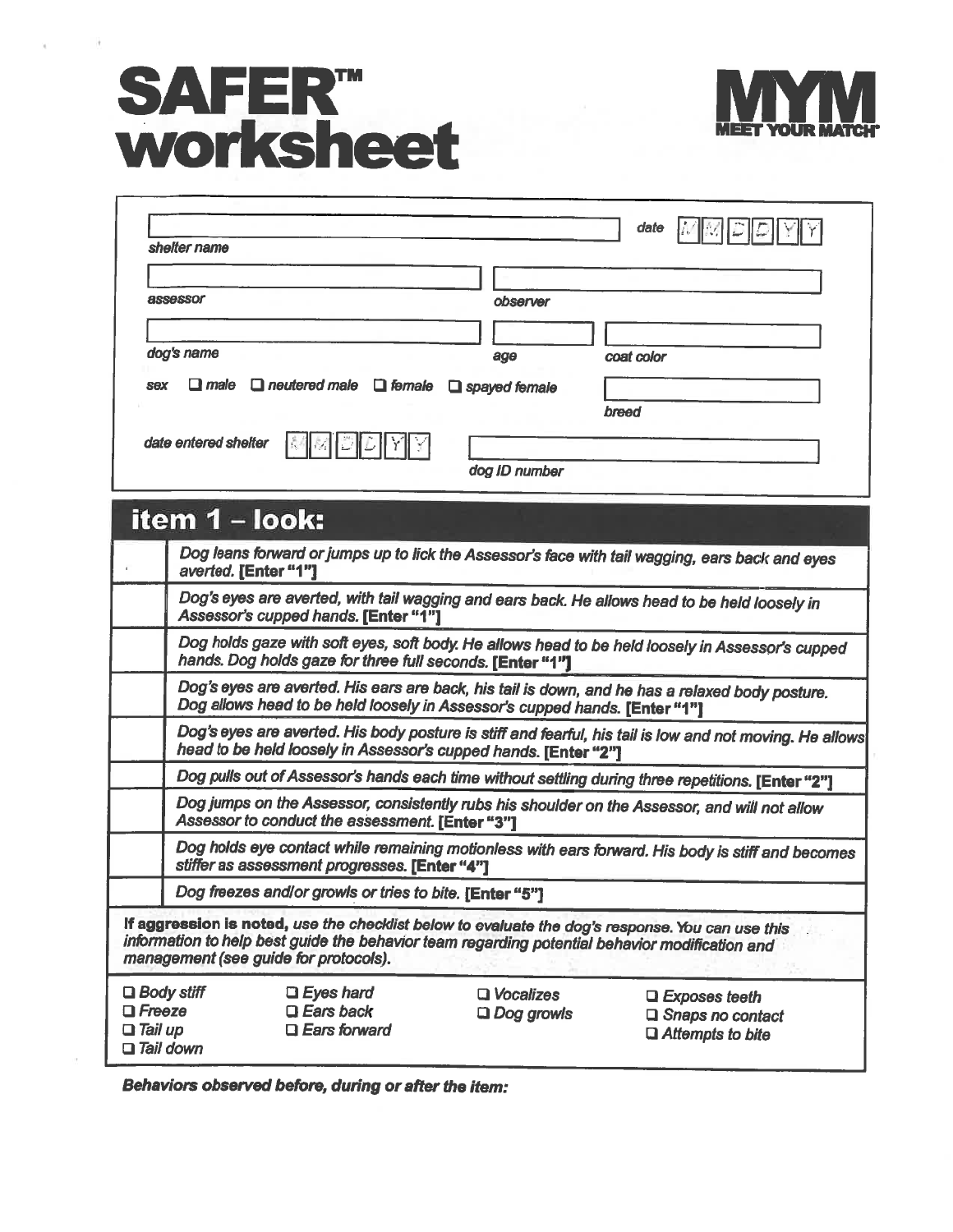# SAFER™ worksheet

**MYM** MEET YOUR MATCH®

shelter name: ______________________ date: M M D D Y Y

assessor: ______________________ observer: ______________________

dog's name: ______________________ age: ________ coat color: ______________________

sex ❑ male ❑ neutered male ❑ female ❑ spayed female

breed: ______________________

date entered shelter: M M D D Y Y

dog ID number: ______________________

## item 1 – look:

| | |
|---|---|
| | *Dog leans forward or jumps up to lick the Assessor's face with tail wagging, ears back and eyes averted.* **[Enter "1"]** |
| | *Dog's eyes are averted, with tail wagging and ears back. He allows head to be held loosely in Assessor's cupped hands.* **[Enter "1"]** |
| | *Dog holds gaze with soft eyes, soft body. He allows head to be held loosely in Assessor's cupped hands. Dog holds gaze for three full seconds.* **[Enter "1"]** |
| | *Dog's eyes are averted. His ears are back, his tail is down, and he has a relaxed body posture. Dog allows head to be held loosely in Assessor's cupped hands.* **[Enter "1"]** |
| | *Dog's eyes are averted. His body posture is stiff and fearful, his tail is low and not moving. He allows head to be held loosely in Assessor's cupped hands.* **[Enter "2"]** |
| | *Dog pulls out of Assessor's hands each time without settling during three repetitions.* **[Enter "2"]** |
| | *Dog jumps on the Assessor, consistently rubs his shoulder on the Assessor, and will not allow Assessor to conduct the assessment.* **[Enter "3"]** |
| | *Dog holds eye contact while remaining motionless with ears forward. His body is stiff and becomes stiffer as assessment progresses.* **[Enter "4"]** |
| | *Dog freezes and/or growls or tries to bite.* **[Enter "5"]** |

**If aggression is noted,** *use the checklist below to evaluate the dog's response. You can use this information to help best guide the behavior team regarding potential behavior modification and management (see guide for protocols).*

| | | | |
|---|---|---|---|
| ❑ *Body stiff* | ❑ *Eyes hard* | ❑ *Vocalizes* | ❑ *Exposes teeth* |
| ❑ *Freeze* | ❑ *Ears back* | ❑ *Dog growls* | ❑ *Snaps no contact* |
| ❑ *Tail up* | ❑ *Ears forward* | | ❑ *Attempts to bite* |
| ❑ *Tail down* | | | |

***Behaviors observed before, during or after the item:***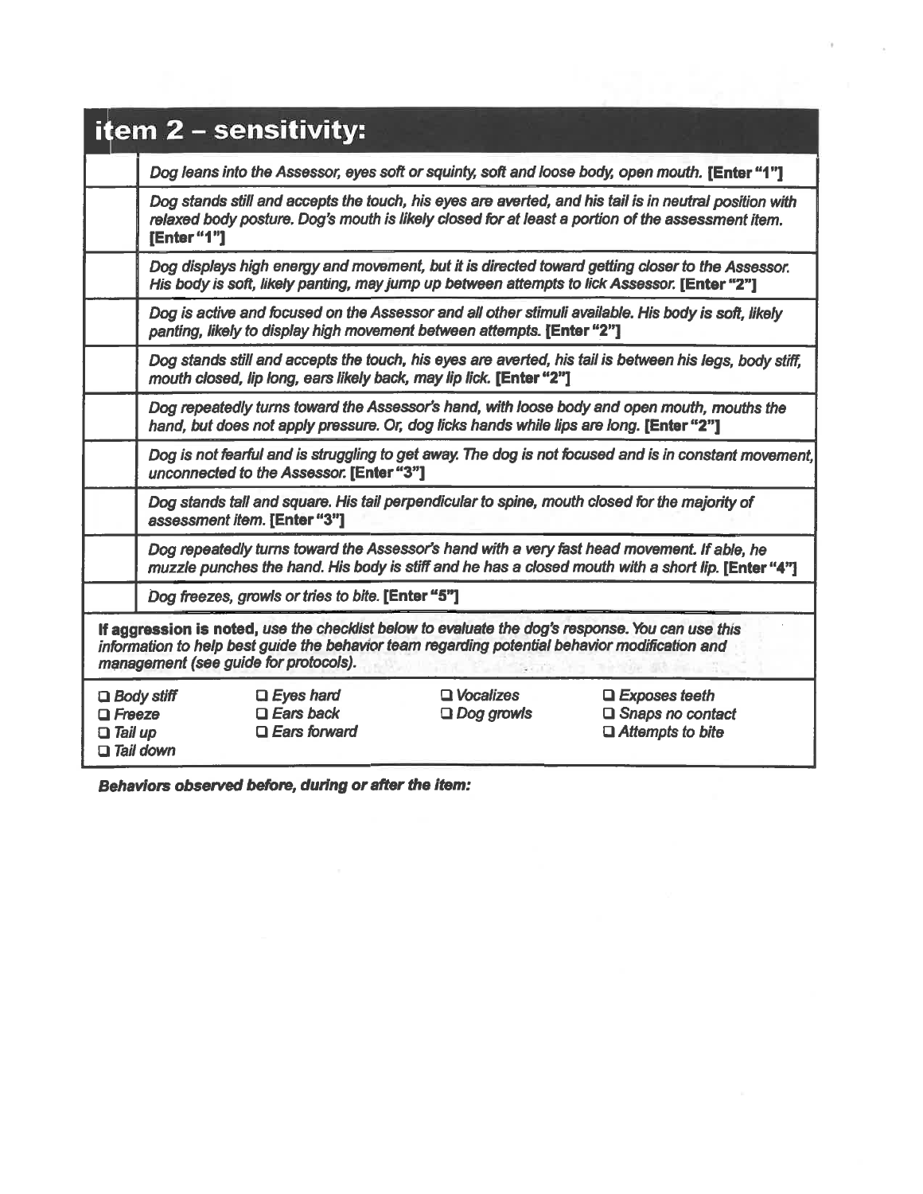## item 2 – sensitivity:

| | |
|---|---|
| | *Dog leans into the Assessor, eyes soft or squinty, soft and loose body, open mouth.* **[Enter "1"]** |
| | *Dog stands still and accepts the touch, his eyes are averted, and his tail is in neutral position with relaxed body posture. Dog's mouth is likely closed for at least a portion of the assessment item.* **[Enter "1"]** |
| | *Dog displays high energy and movement, but it is directed toward getting closer to the Assessor. His body is soft, likely panting, may jump up between attempts to lick Assessor.* **[Enter "2"]** |
| | *Dog is active and focused on the Assessor and all other stimuli available. His body is soft, likely panting, likely to display high movement between attempts.* **[Enter "2"]** |
| | *Dog stands still and accepts the touch, his eyes are averted, his tail is between his legs, body stiff, mouth closed, lip long, ears likely back, may lip lick.* **[Enter "2"]** |
| | *Dog repeatedly turns toward the Assessor's hand, with loose body and open mouth, mouths the hand, but does not apply pressure. Or, dog licks hands while lips are long.* **[Enter "2"]** |
| | *Dog is not fearful and is struggling to get away. The dog is not focused and is in constant movement, unconnected to the Assessor.* **[Enter "3"]** |
| | *Dog stands tall and square. His tail perpendicular to spine, mouth closed for the majority of assessment item.* **[Enter "3"]** |
| | *Dog repeatedly turns toward the Assessor's hand with a very fast head movement. If able, he muzzle punches the hand. His body is stiff and he has a closed mouth with a short lip.* **[Enter "4"]** |
| | *Dog freezes, growls or tries to bite.* **[Enter "5"]** |

**If aggression is noted,** *use the checklist below to evaluate the dog's response. You can use this information to help best guide the behavior team regarding potential behavior modification and management (see guide for protocols).*

| | | | |
|---|---|---|---|
| ☐ *Body stiff* | ☐ *Eyes hard* | ☐ *Vocalizes* | ☐ *Exposes teeth* |
| ☐ *Freeze* | ☐ *Ears back* | ☐ *Dog growls* | ☐ *Snaps no contact* |
| ☐ *Tail up* | ☐ *Ears forward* | | ☐ *Attempts to bite* |
| ☐ *Tail down* | | | |

***Behaviors observed before, during or after the item:***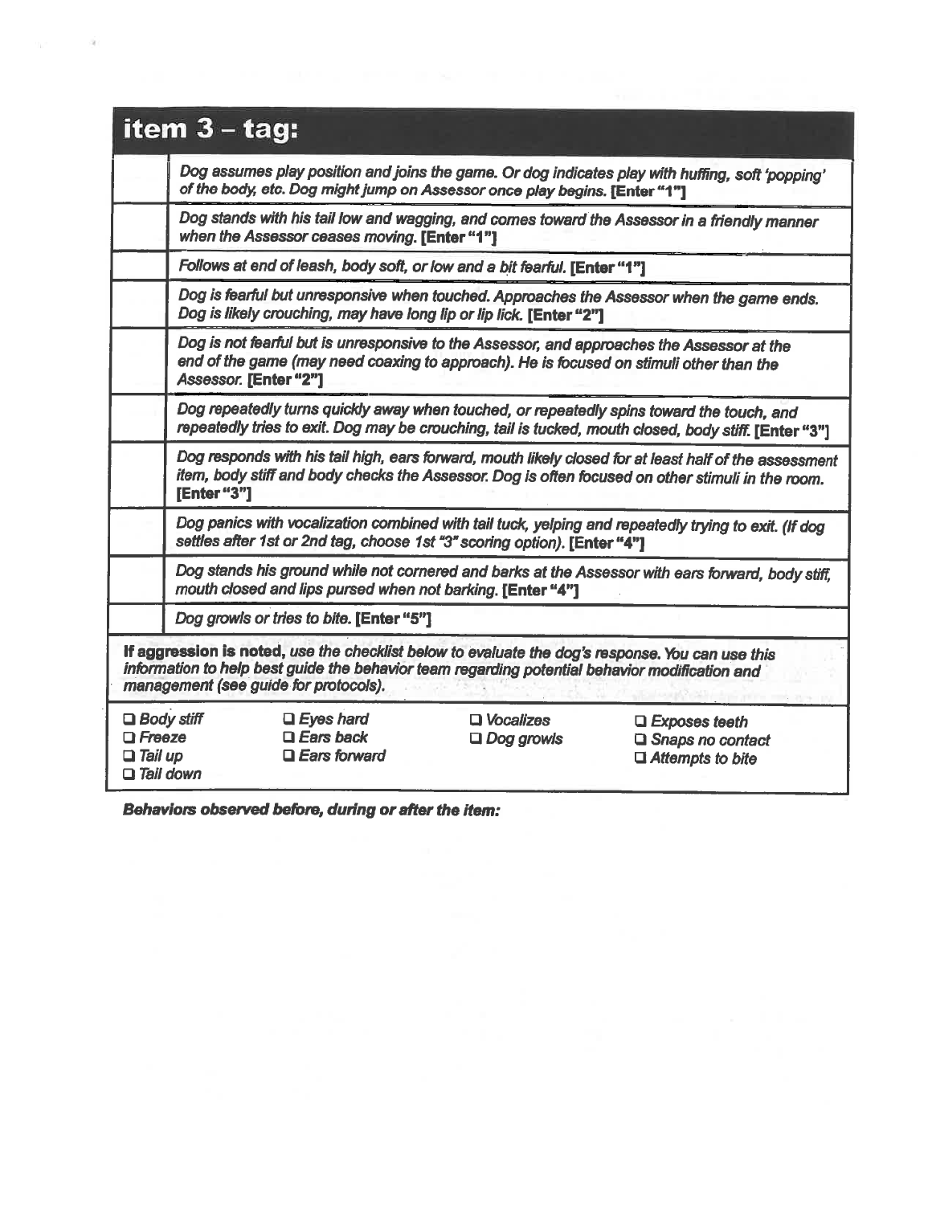## item 3 – tag:

| | |
|---|---|
| | *Dog assumes play position and joins the game. Or dog indicates play with huffing, soft 'popping' of the body, etc. Dog might jump on Assessor once play begins.* **[Enter "1"]** |
| | *Dog stands with his tail low and wagging, and comes toward the Assessor in a friendly manner when the Assessor ceases moving.* **[Enter "1"]** |
| | *Follows at end of leash, body soft, or low and a bit fearful.* **[Enter "1"]** |
| | *Dog is fearful but unresponsive when touched. Approaches the Assessor when the game ends. Dog is likely crouching, may have long lip or lip lick.* **[Enter "2"]** |
| | *Dog is not fearful but is unresponsive to the Assessor, and approaches the Assessor at the end of the game (may need coaxing to approach). He is focused on stimuli other than the Assessor.* **[Enter "2"]** |
| | *Dog repeatedly turns quickly away when touched, or repeatedly spins toward the touch, and repeatedly tries to exit. Dog may be crouching, tail is tucked, mouth closed, body stiff.* **[Enter "3"]** |
| | *Dog responds with his tail high, ears forward, mouth likely closed for at least half of the assessment item, body stiff and body checks the Assessor. Dog is often focused on other stimuli in the room.* **[Enter "3"]** |
| | *Dog panics with vocalization combined with tail tuck, yelping and repeatedly trying to exit. (If dog settles after 1st or 2nd tag, choose 1st "3" scoring option).* **[Enter "4"]** |
| | *Dog stands his ground while not cornered and barks at the Assessor with ears forward, body stiff, mouth closed and lips pursed when not barking.* **[Enter "4"]** |
| | *Dog growls or tries to bite.* **[Enter "5"]** |

**If aggression is noted,** *use the checklist below to evaluate the dog's response. You can use this information to help best guide the behavior team regarding potential behavior modification and management (see guide for protocols).*

| | | | |
|---|---|---|---|
| ❑ *Body stiff* | ❑ *Eyes hard* | ❑ *Vocalizes* | ❑ *Exposes teeth* |
| ❑ *Freeze* | ❑ *Ears back* | ❑ *Dog growls* | ❑ *Snaps no contact* |
| ❑ *Tail up* | ❑ *Ears forward* | | ❑ *Attempts to bite* |
| ❑ *Tail down* | | | |

***Behaviors observed before, during or after the item:***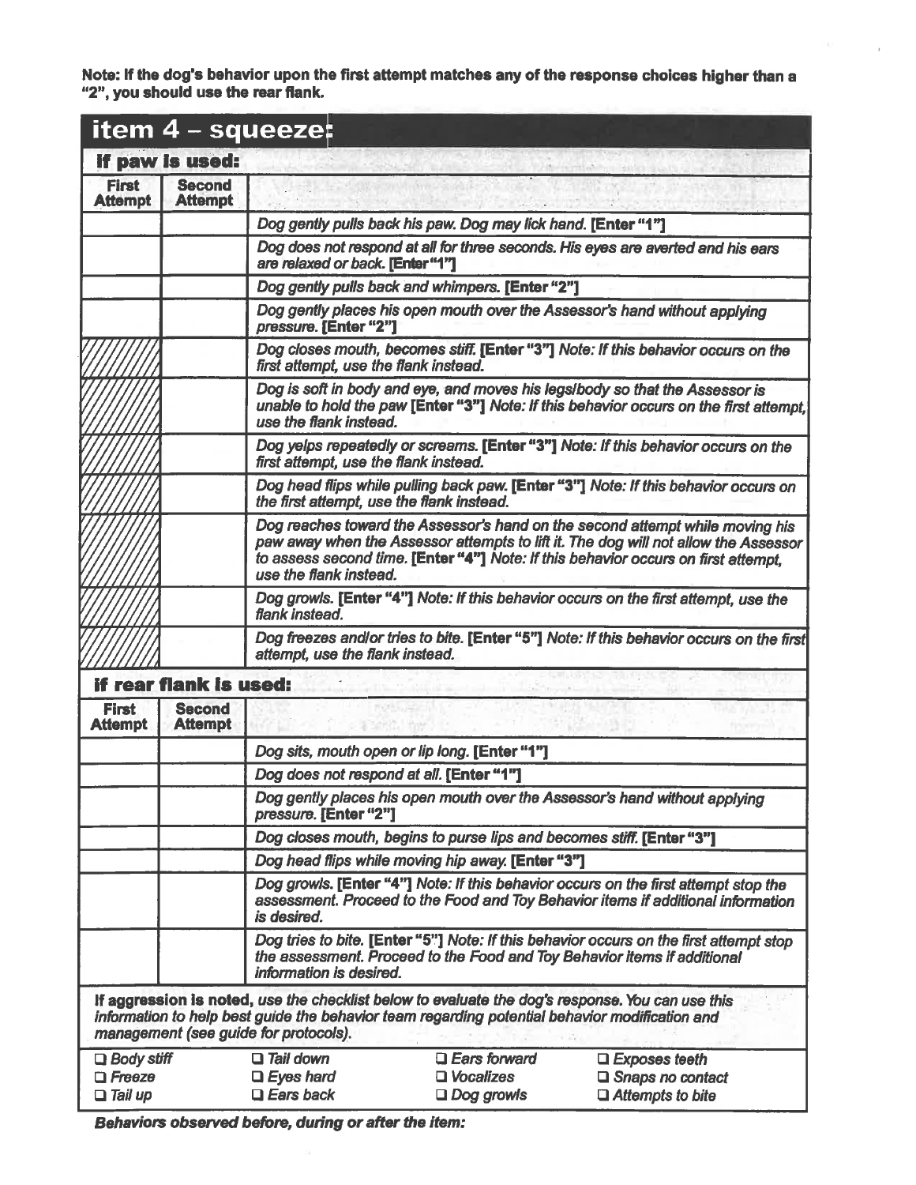**Note: If the dog's behavior upon the first attempt matches any of the response choices higher than a "2", you should use the rear flank.**

## item 4 – squeeze:

### If paw is used:

| First Attempt | Second Attempt | |
|---|---|---|
| | | *Dog gently pulls back his paw. Dog may lick hand.* **[Enter "1"]** |
| | | *Dog does not respond at all for three seconds. His eyes are averted and his ears are relaxed or back.* **[Enter "1"]** |
| | | *Dog gently pulls back and whimpers.* **[Enter "2"]** |
| | | *Dog gently places his open mouth over the Assessor's hand without applying pressure.* **[Enter "2"]** |
| ////// | | *Dog closes mouth, becomes stiff.* **[Enter "3"]** *Note: If this behavior occurs on the first attempt, use the flank instead.* |
| ////// | | *Dog is soft in body and eye, and moves his legs/body so that the Assessor is unable to hold the paw* **[Enter "3"]** *Note: If this behavior occurs on the first attempt, use the flank instead.* |
| ////// | | *Dog yelps repeatedly or screams.* **[Enter "3"]** *Note: If this behavior occurs on the first attempt, use the flank instead.* |
| ////// | | *Dog head flips while pulling back paw.* **[Enter "3"]** *Note: If this behavior occurs on the first attempt, use the flank instead.* |
| ////// | | *Dog reaches toward the Assessor's hand on the second attempt while moving his paw away when the Assessor attempts to lift it. The dog will not allow the Assessor to assess second time.* **[Enter "4"]** *Note: If this behavior occurs on first attempt, use the flank instead.* |
| ////// | | *Dog growls.* **[Enter "4"]** *Note: If this behavior occurs on the first attempt, use the flank instead.* |
| ////// | | *Dog freezes and/or tries to bite.* **[Enter "5"]** *Note: If this behavior occurs on the first attempt, use the flank instead.* |

### If rear flank is used:

| First Attempt | Second Attempt | |
|---|---|---|
| | | *Dog sits, mouth open or lip long.* **[Enter "1"]** |
| | | *Dog does not respond at all.* **[Enter "1"]** |
| | | *Dog gently places his open mouth over the Assessor's hand without applying pressure.* **[Enter "2"]** |
| | | *Dog closes mouth, begins to purse lips and becomes stiff.* **[Enter "3"]** |
| | | *Dog head flips while moving hip away.* **[Enter "3"]** |
| | | *Dog growls.* **[Enter "4"]** *Note: If this behavior occurs on the first attempt stop the assessment. Proceed to the Food and Toy Behavior items if additional information is desired.* |
| | | *Dog tries to bite.* **[Enter "5"]** *Note: If this behavior occurs on the first attempt stop the assessment. Proceed to the Food and Toy Behavior items if additional information is desired.* |

**If aggression is noted,** *use the checklist below to evaluate the dog's response. You can use this information to help best guide the behavior team regarding potential behavior modification and management (see guide for protocols).*

| | | | |
|---|---|---|---|
| ❑ *Body stiff* | ❑ *Tail down* | ❑ *Ears forward* | ❑ *Exposes teeth* |
| ❑ *Freeze* | ❑ *Eyes hard* | ❑ *Vocalizes* | ❑ *Snaps no contact* |
| ❑ *Tail up* | ❑ *Ears back* | ❑ *Dog growls* | ❑ *Attempts to bite* |

***Behaviors observed before, during or after the item:***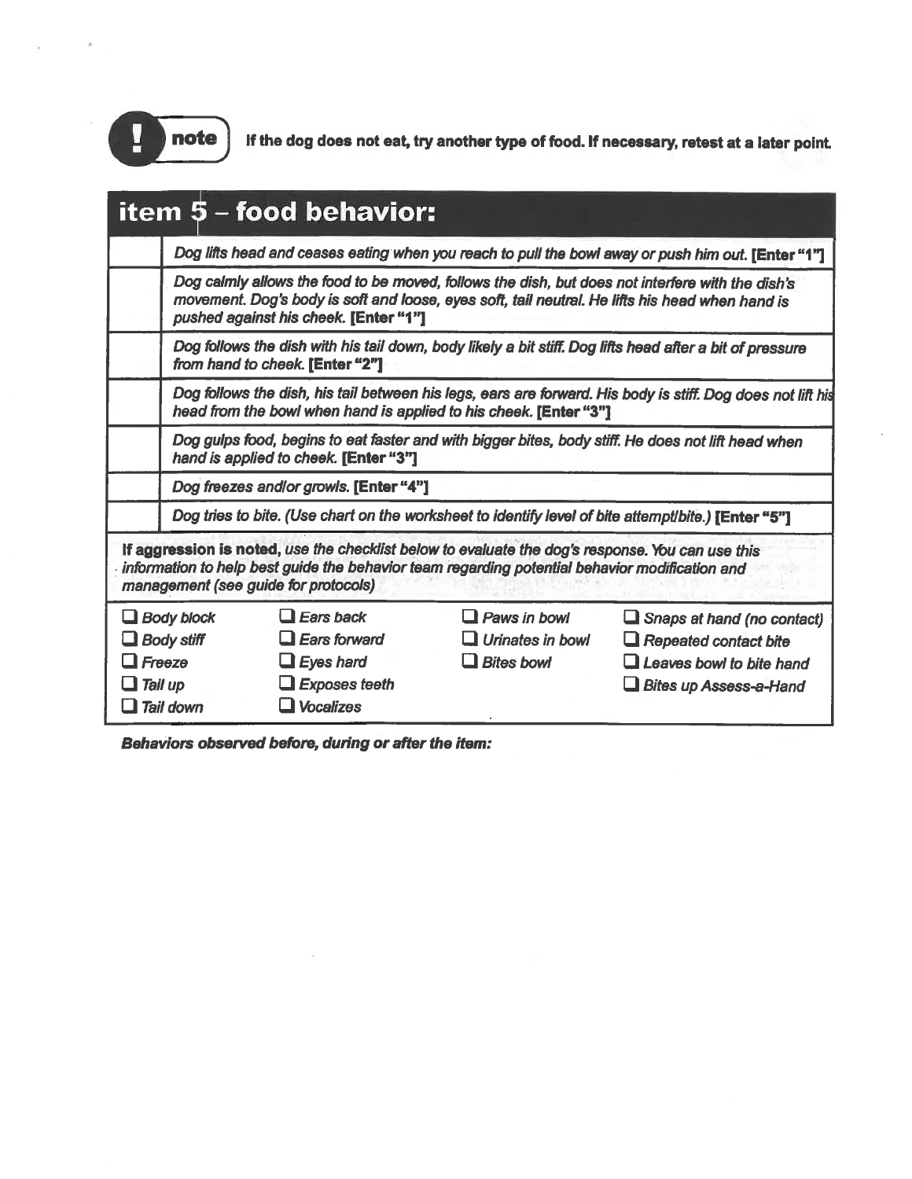**note** If the dog does not eat, try another type of food. If necessary, retest at a later point.

## item 5 – food behavior:

| | |
|---|---|
| | *Dog lifts head and ceases eating when you reach to pull the bowl away or push him out.* **[Enter "1"]** |
| | *Dog calmly allows the food to be moved, follows the dish, but does not interfere with the dish's movement. Dog's body is soft and loose, eyes soft, tail neutral. He lifts his head when hand is pushed against his cheek.* **[Enter "1"]** |
| | *Dog follows the dish with his tail down, body likely a bit stiff. Dog lifts head after a bit of pressure from hand to cheek.* **[Enter "2"]** |
| | *Dog follows the dish, his tail between his legs, ears are forward. His body is stiff. Dog does not lift his head from the bowl when hand is applied to his cheek.* **[Enter "3"]** |
| | *Dog gulps food, begins to eat faster and with bigger bites, body stiff. He does not lift head when hand is applied to cheek.* **[Enter "3"]** |
| | *Dog freezes and/or growls.* **[Enter "4"]** |
| | *Dog tries to bite. (Use chart on the worksheet to identify level of bite attempt/bite.)* **[Enter "5"]** |

***If aggression is noted**, use the checklist below to evaluate the dog's response. You can use this information to help best guide the behavior team regarding potential behavior modification and management (see guide for protocols)*

| | | | |
|---|---|---|---|
| ☐ *Body block* | ☐ *Ears back* | ☐ *Paws in bowl* | ☐ *Snaps at hand (no contact)* |
| ☐ *Body stiff* | ☐ *Ears forward* | ☐ *Urinates in bowl* | ☐ *Repeated contact bite* |
| ☐ *Freeze* | ☐ *Eyes hard* | ☐ *Bites bowl* | ☐ *Leaves bowl to bite hand* |
| ☐ *Tail up* | ☐ *Exposes teeth* | | ☐ *Bites up Assess-a-Hand* |
| ☐ *Tail down* | ☐ *Vocalizes* | | |

***Behaviors observed before, during or after the item:***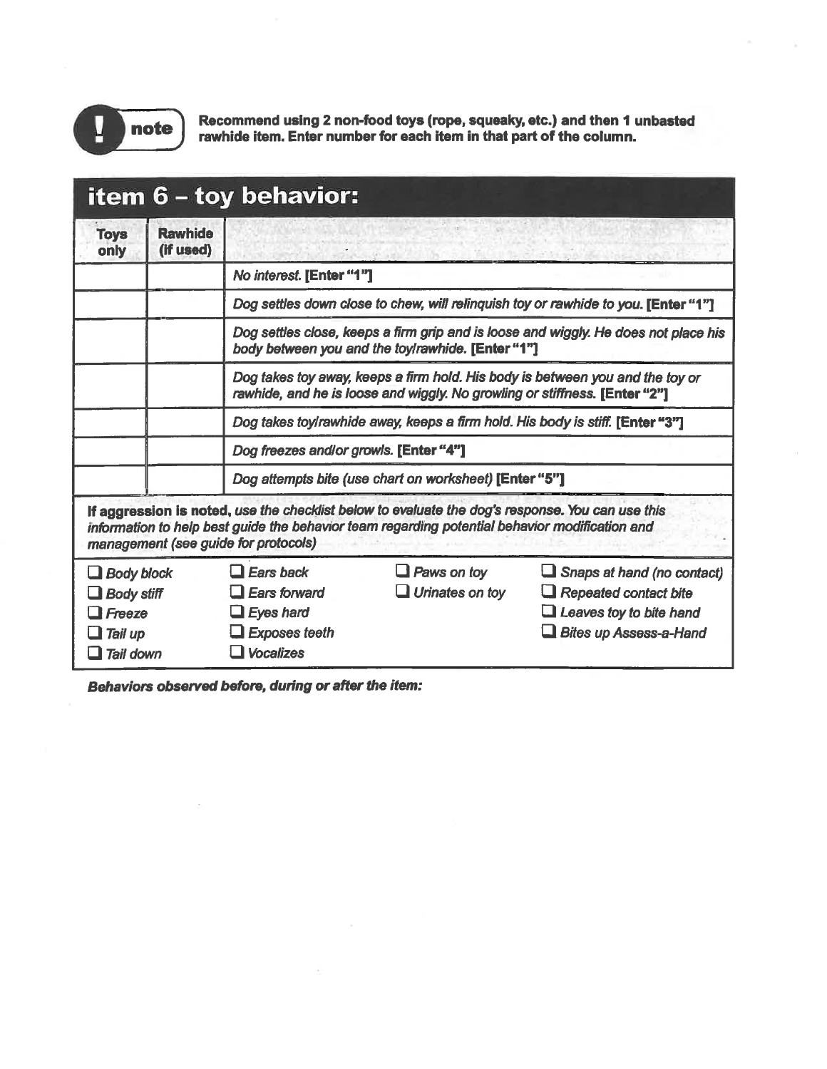**note** **Recommend using 2 non-food toys (rope, squeaky, etc.) and then 1 unbasted rawhide item. Enter number for each item in that part of the column.**

## item 6 – toy behavior:

| Toys only | Rawhide (if used) | |
|---|---|---|
| | | *No interest.* **[Enter "1"]** |
| | | *Dog settles down close to chew, will relinquish toy or rawhide to you.* **[Enter "1"]** |
| | | *Dog settles close, keeps a firm grip and is loose and wiggly. He does not place his body between you and the toy/rawhide.* **[Enter "1"]** |
| | | *Dog takes toy away, keeps a firm hold. His body is between you and the toy or rawhide, and he is loose and wiggly. No growling or stiffness.* **[Enter "2"]** |
| | | *Dog takes toy/rawhide away, keeps a firm hold. His body is stiff.* **[Enter "3"]** |
| | | *Dog freezes and/or growls.* **[Enter "4"]** |
| | | *Dog attempts bite (use chart on worksheet)* **[Enter "5"]** |

**If aggression is noted,** *use the checklist below to evaluate the dog's response. You can use this information to help best guide the behavior team regarding potential behavior modification and management (see guide for protocols)*

- ☐ *Body block*
- ☐ *Body stiff*
- ☐ *Freeze*
- ☐ *Tail up*
- ☐ *Tail down*
- ☐ *Ears back*
- ☐ *Ears forward*
- ☐ *Eyes hard*
- ☐ *Exposes teeth*
- ☐ *Vocalizes*
- ☐ *Paws on toy*
- ☐ *Urinates on toy*
- ☐ *Snaps at hand (no contact)*
- ☐ *Repeated contact bite*
- ☐ *Leaves toy to bite hand*
- ☐ *Bites up Assess-a-Hand*

***Behaviors observed before, during or after the item:***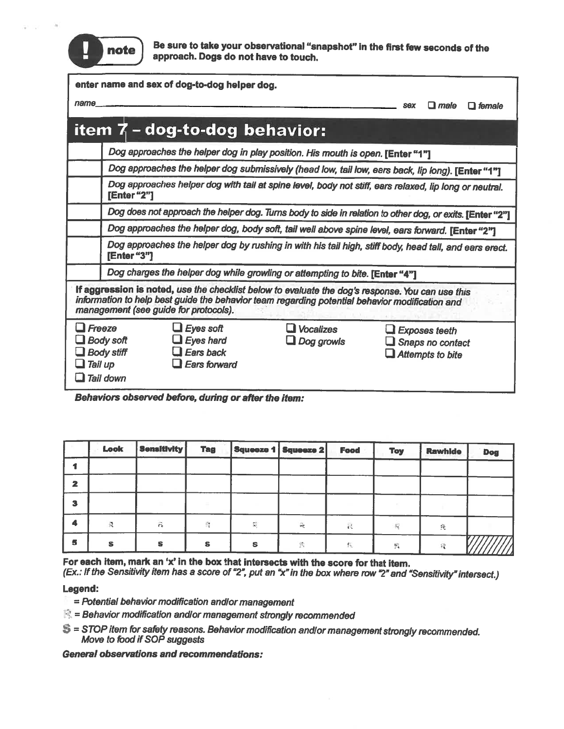**note** Be sure to take your observational "snapshot" in the first few seconds of the approach. Dogs do not have to touch.

enter name and sex of dog-to-dog helper dog.

*name* ______________________________ *sex* ☐ *male* ☐ *female*

## item 7 – dog-to-dog behavior:

| | |
|---|---|
| | *Dog approaches the helper dog in play position. His mouth is open.* **[Enter "1"]** |
| | *Dog approaches the helper dog submissively (head low, tail low, ears back, lip long).* **[Enter "1"]** |
| | *Dog approaches helper dog with tail at spine level, body not stiff, ears relaxed, lip long or neutral.* **[Enter "2"]** |
| | *Dog does not approach the helper dog. Turns body to side in relation to other dog, or exits.* **[Enter "2"]** |
| | *Dog approaches the helper dog, body soft, tail well above spine level, ears forward.* **[Enter "2"]** |
| | *Dog approaches the helper dog by rushing in with his tail high, stiff body, head tall, and ears erect.* **[Enter "3"]** |
| | *Dog charges the helper dog while growling or attempting to bite.* **[Enter "4"]** |

**If aggression is noted,** *use the checklist below to evaluate the dog's response. You can use this information to help best guide the behavior team regarding potential behavior modification and management (see guide for protocols).*

- ☐ *Freeze*
- ☐ *Body soft*
- ☐ *Body stiff*
- ☐ *Tail up*
- ☐ *Tail down*
- ☐ *Eyes soft*
- ☐ *Eyes hard*
- ☐ *Ears back*
- ☐ *Ears forward*
- ☐ *Vocalizes*
- ☐ *Dog growls*
- ☐ *Exposes teeth*
- ☐ *Snaps no contact*
- ☐ *Attempts to bite*

***Behaviors observed before, during or after the item:***

| | Look | Sensitivity | Tag | Squeeze 1 | Squeeze 2 | Food | Toy | Rawhide | Dog |
|---|---|---|---|---|---|---|---|---|---|
| **1** | | | | | | | | | |
| **2** | | | | | | | | | |
| **3** | | | | | | | | | |
| **4** | R | R | R | R | R | R | R | R | |
| **5** | S | S | S | S | R | R | R | R | |

**For each item, mark an 'x' in the box that intersects with the score for that item.**
***(Ex.: If the Sensitivity item has a score of "2", put an "x" in the box where row "2" and "Sensitivity" intersect.)***

**Legend:**

*= Potential behavior modification and/or management*

R *= Behavior modification and/or management strongly recommended*

S *= STOP item for safety reasons. Behavior modification and/or management strongly recommended. Move to food if SOP suggests*

***General observations and recommendations:***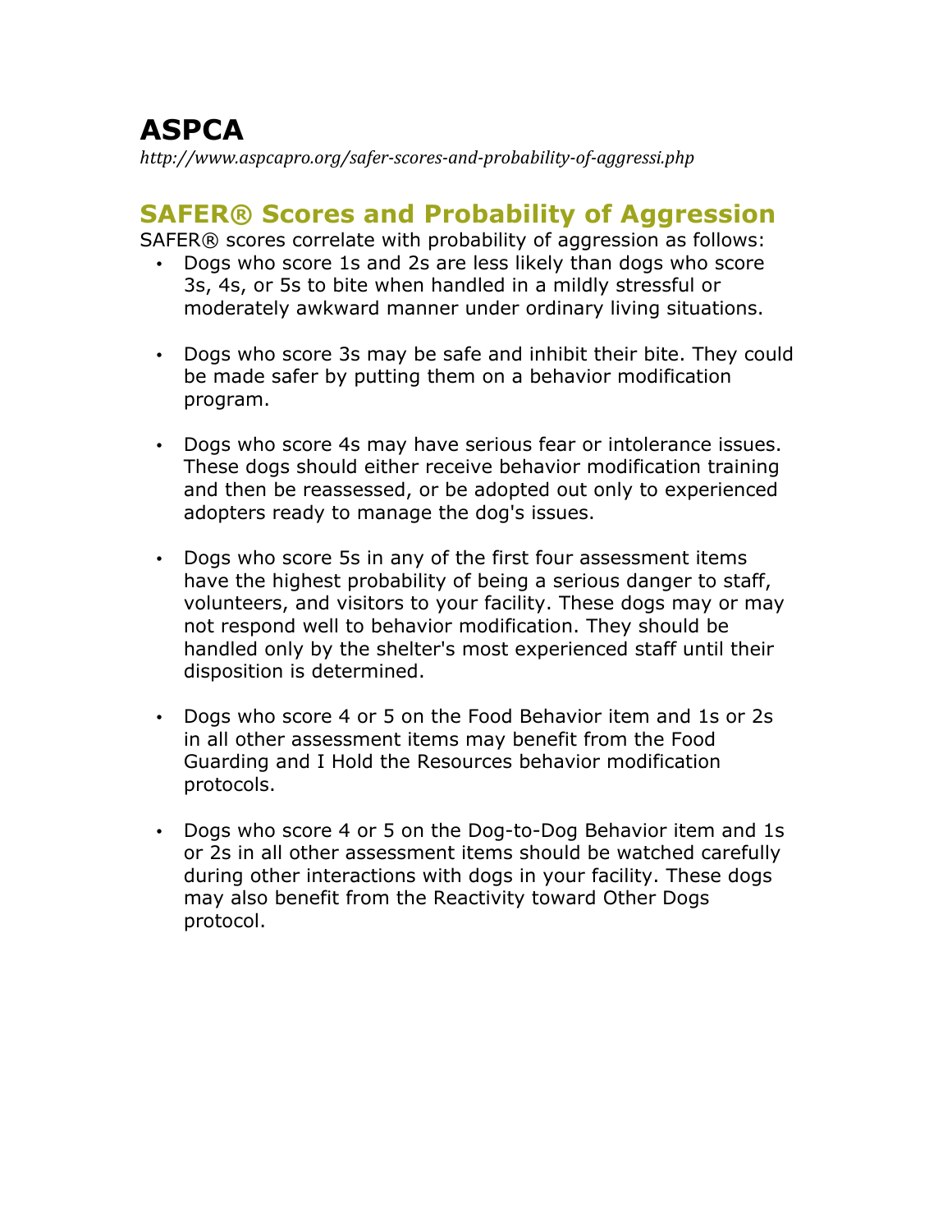# ASPCA

*http://www.aspcapro.org/safer-scores-and-probability-of-aggressi.php*

## SAFER® Scores and Probability of Aggression

SAFER® scores correlate with probability of aggression as follows:

- Dogs who score 1s and 2s are less likely than dogs who score 3s, 4s, or 5s to bite when handled in a mildly stressful or moderately awkward manner under ordinary living situations.

- Dogs who score 3s may be safe and inhibit their bite. They could be made safer by putting them on a behavior modification program.

- Dogs who score 4s may have serious fear or intolerance issues. These dogs should either receive behavior modification training and then be reassessed, or be adopted out only to experienced adopters ready to manage the dog's issues.

- Dogs who score 5s in any of the first four assessment items have the highest probability of being a serious danger to staff, volunteers, and visitors to your facility. These dogs may or may not respond well to behavior modification. They should be handled only by the shelter's most experienced staff until their disposition is determined.

- Dogs who score 4 or 5 on the Food Behavior item and 1s or 2s in all other assessment items may benefit from the Food Guarding and I Hold the Resources behavior modification protocols.

- Dogs who score 4 or 5 on the Dog-to-Dog Behavior item and 1s or 2s in all other assessment items should be watched carefully during other interactions with dogs in your facility. These dogs may also benefit from the Reactivity toward Other Dogs protocol.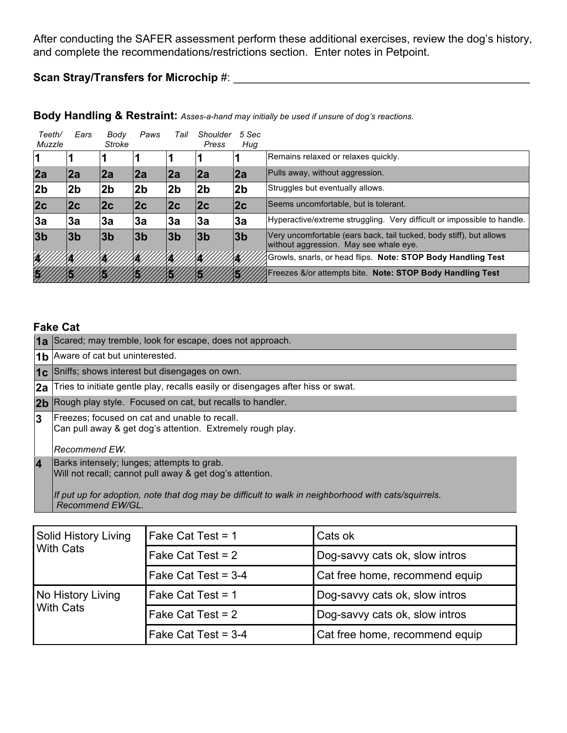After conducting the SAFER assessment perform these additional exercises, review the dog's history, and complete the recommendations/restrictions section. Enter notes in Petpoint.

**Scan Stray/Transfers for Microchip** #: ___________________________________________________

**Body Handling & Restraint:** *Asses-a-hand may initially be used if unsure of dog's reactions.*

| *Teeth/ Muzzle* | *Ears* | *Body Stroke* | *Paws* | *Tail* | *Shoulder Press* | *5 Sec Hug* | |
|---|---|---|---|---|---|---|---|
| **1** | **1** | **1** | **1** | **1** | **1** | **1** | Remains relaxed or relaxes quickly. |
| **2a** | **2a** | **2a** | **2a** | **2a** | **2a** | **2a** | Pulls away, without aggression. |
| **2b** | **2b** | **2b** | **2b** | **2b** | **2b** | **2b** | Struggles but eventually allows. |
| **2c** | **2c** | **2c** | **2c** | **2c** | **2c** | **2c** | Seems uncomfortable, but is tolerant. |
| **3a** | **3a** | **3a** | **3a** | **3a** | **3a** | **3a** | Hyperactive/extreme struggling. Very difficult or impossible to handle. |
| **3b** | **3b** | **3b** | **3b** | **3b** | **3b** | **3b** | Very uncomfortable (ears back, tail tucked, body stiff), but allows without aggression. May see whale eye. |
| **4** | **4** | **4** | **4** | **4** | **4** | **4** | Growls, snarls, or head flips. **Note: STOP Body Handling Test** |
| **5** | **5** | **5** | **5** | **5** | **5** | **5** | Freezes &/or attempts bite. **Note: STOP Body Handling Test** |

**Fake Cat**

| | |
|---|---|
| **1a** | Scared; may tremble, look for escape, does not approach. |
| **1b** | Aware of cat but uninterested. |
| **1c** | Sniffs; shows interest but disengages on own. |
| **2a** | Tries to initiate gentle play, recalls easily or disengages after hiss or swat. |
| **2b** | Rough play style. Focused on cat, but recalls to handler. |
| **3** | Freezes; focused on cat and unable to recall.<br>Can pull away & get dog's attention. Extremely rough play.<br><br>*Recommend EW.* |
| **4** | Barks intensely; lunges; attempts to grab.<br>Will not recall; cannot pull away & get dog's attention.<br><br>*If put up for adoption, note that dog may be difficult to walk in neighborhood with cats/squirrels. Recommend EW/GL.* |

| | | |
|---|---|---|
| Solid History Living With Cats | Fake Cat Test = 1 | Cats ok |
| | Fake Cat Test = 2 | Dog-savvy cats ok, slow intros |
| | Fake Cat Test = 3-4 | Cat free home, recommend equip |
| No History Living With Cats | Fake Cat Test = 1 | Dog-savvy cats ok, slow intros |
| | Fake Cat Test = 2 | Dog-savvy cats ok, slow intros |
| | Fake Cat Test = 3-4 | Cat free home, recommend equip |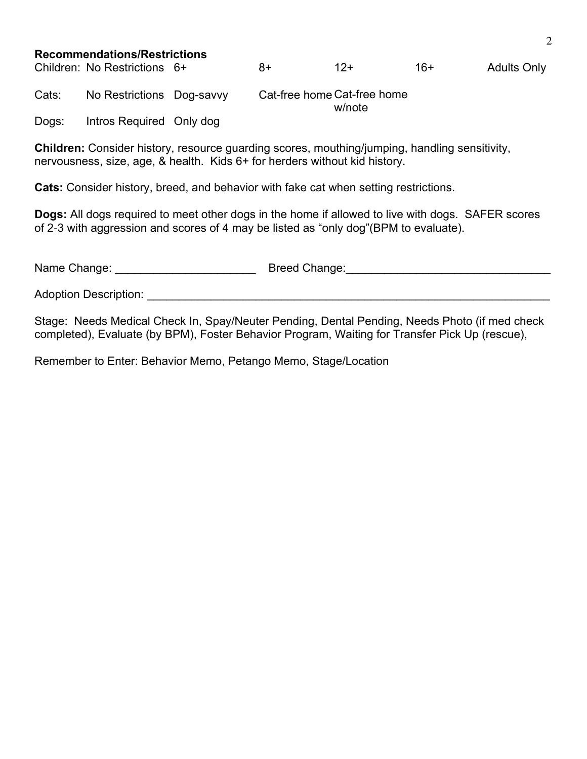**Recommendations/Restrictions**

| | | | | | | |
|---|---|---|---|---|---|---|
| Children: | No Restrictions | 6+ | 8+ | 12+ | 16+ | Adults Only |
| Cats: | No Restrictions | Dog-savvy | Cat-free home | Cat-free home w/note | | |
| Dogs: | Intros Required | Only dog | | | | |

**Children:** Consider history, resource guarding scores, mouthing/jumping, handling sensitivity, nervousness, size, age, & health. Kids 6+ for herders without kid history.

**Cats:** Consider history, breed, and behavior with fake cat when setting restrictions.

**Dogs:** All dogs required to meet other dogs in the home if allowed to live with dogs. SAFER scores of 2-3 with aggression and scores of 4 may be listed as "only dog"(BPM to evaluate).

Name Change: ______________________ Breed Change:________________________________

Adoption Description: __________________________________________________________________

Stage: Needs Medical Check In, Spay/Neuter Pending, Dental Pending, Needs Photo (if med check completed), Evaluate (by BPM), Foster Behavior Program, Waiting for Transfer Pick Up (rescue),

Remember to Enter: Behavior Memo, Petango Memo, Stage/Location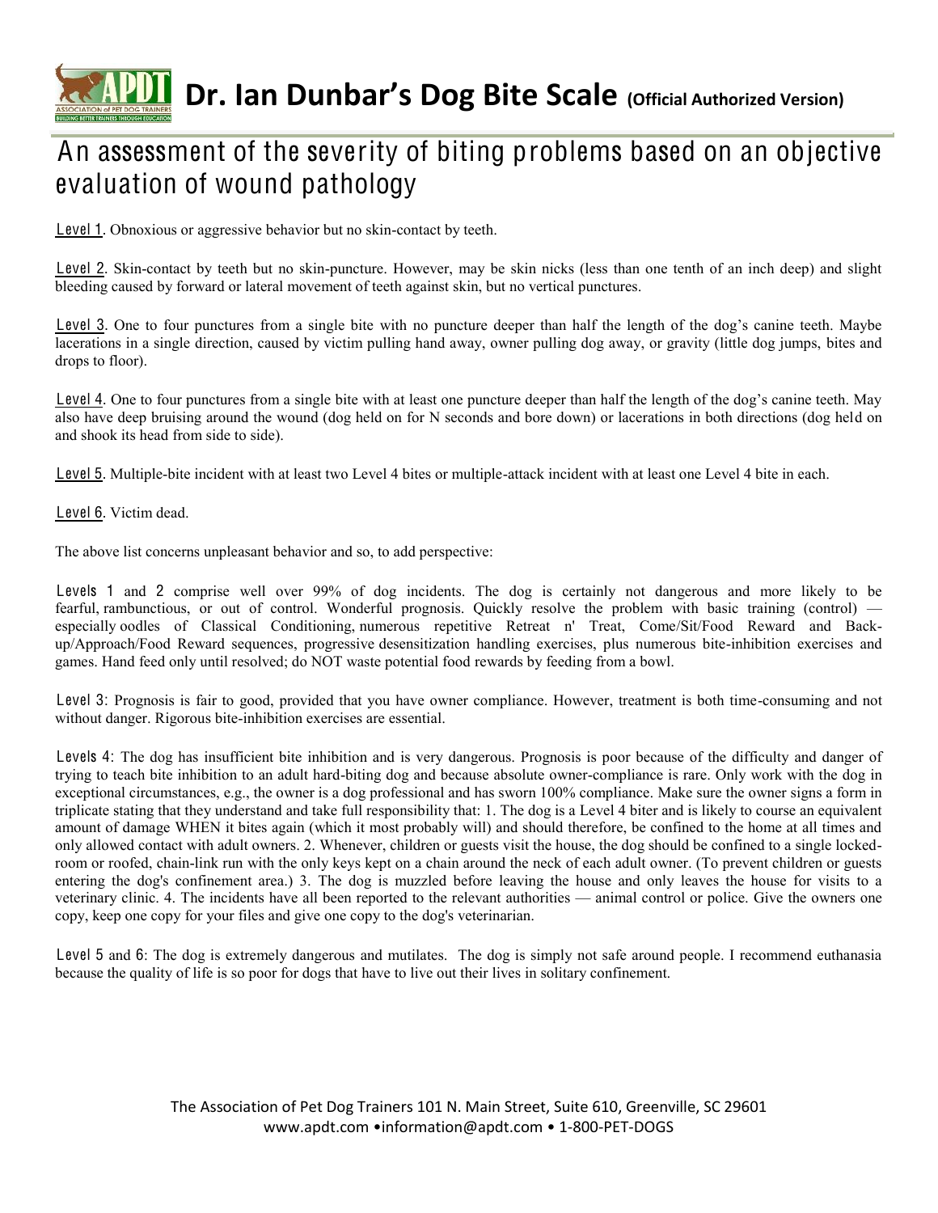# Dr. Ian Dunbar's Dog Bite Scale (Official Authorized Version)

## An assessment of the severity of biting problems based on an objective evaluation of wound pathology

Level 1. Obnoxious or aggressive behavior but no skin-contact by teeth.

Level 2. Skin-contact by teeth but no skin-puncture. However, may be skin nicks (less than one tenth of an inch deep) and slight bleeding caused by forward or lateral movement of teeth against skin, but no vertical punctures.

Level 3. One to four punctures from a single bite with no puncture deeper than half the length of the dog's canine teeth. Maybe lacerations in a single direction, caused by victim pulling hand away, owner pulling dog away, or gravity (little dog jumps, bites and drops to floor).

Level 4. One to four punctures from a single bite with at least one puncture deeper than half the length of the dog's canine teeth. May also have deep bruising around the wound (dog held on for N seconds and bore down) or lacerations in both directions (dog held on and shook its head from side to side).

Level 5. Multiple-bite incident with at least two Level 4 bites or multiple-attack incident with at least one Level 4 bite in each.

Level 6. Victim dead.

The above list concerns unpleasant behavior and so, to add perspective:

Levels 1 and 2 comprise well over 99% of dog incidents. The dog is certainly not dangerous and more likely to be fearful, rambunctious, or out of control. Wonderful prognosis. Quickly resolve the problem with basic training (control) — especially oodles of Classical Conditioning, numerous repetitive Retreat n' Treat, Come/Sit/Food Reward and Back-up/Approach/Food Reward sequences, progressive desensitization handling exercises, plus numerous bite-inhibition exercises and games. Hand feed only until resolved; do NOT waste potential food rewards by feeding from a bowl.

Level 3: Prognosis is fair to good, provided that you have owner compliance. However, treatment is both time-consuming and not without danger. Rigorous bite-inhibition exercises are essential.

Levels 4: The dog has insufficient bite inhibition and is very dangerous. Prognosis is poor because of the difficulty and danger of trying to teach bite inhibition to an adult hard-biting dog and because absolute owner-compliance is rare. Only work with the dog in exceptional circumstances, e.g., the owner is a dog professional and has sworn 100% compliance. Make sure the owner signs a form in triplicate stating that they understand and take full responsibility that: 1. The dog is a Level 4 biter and is likely to course an equivalent amount of damage WHEN it bites again (which it most probably will) and should therefore, be confined to the home at all times and only allowed contact with adult owners. 2. Whenever, children or guests visit the house, the dog should be confined to a single locked-room or roofed, chain-link run with the only keys kept on a chain around the neck of each adult owner. (To prevent children or guests entering the dog's confinement area.) 3. The dog is muzzled before leaving the house and only leaves the house for visits to a veterinary clinic. 4. The incidents have all been reported to the relevant authorities — animal control or police. Give the owners one copy, keep one copy for your files and give one copy to the dog's veterinarian.

Level 5 and 6: The dog is extremely dangerous and mutilates. The dog is simply not safe around people. I recommend euthanasia because the quality of life is so poor for dogs that have to live out their lives in solitary confinement.

The Association of Pet Dog Trainers 101 N. Main Street, Suite 610, Greenville, SC 29601
www.apdt.com •information@apdt.com • 1-800-PET-DOGS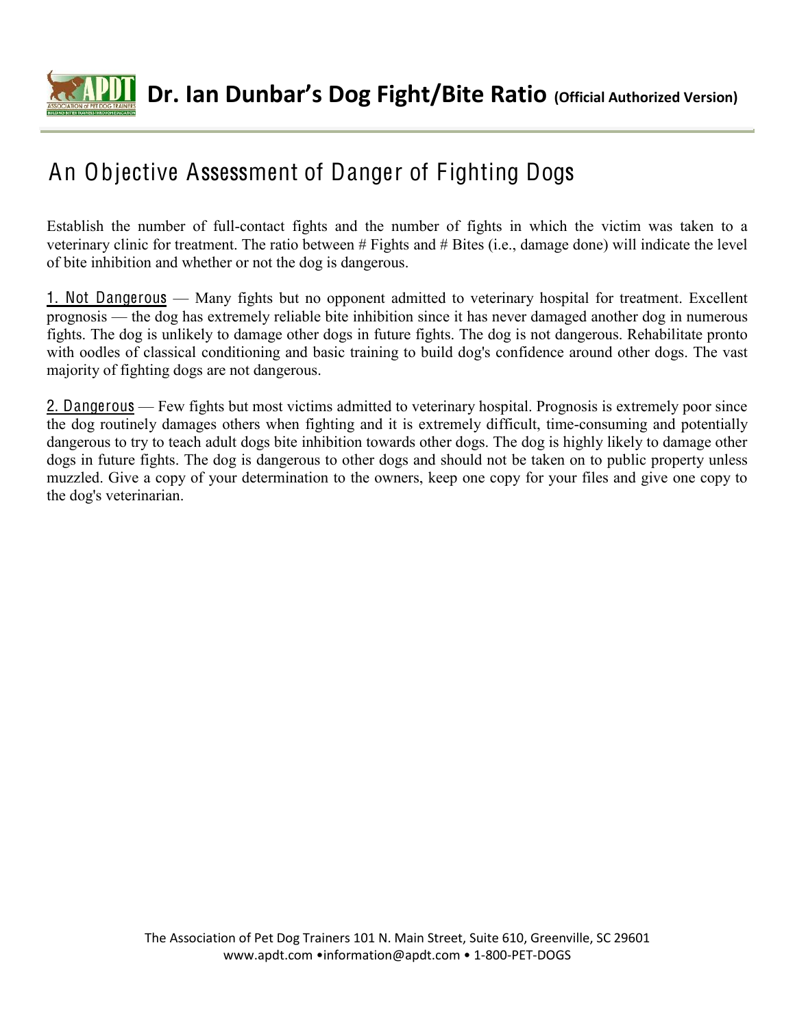# Dr. Ian Dunbar's Dog Fight/Bite Ratio (Official Authorized Version)

## An Objective Assessment of Danger of Fighting Dogs

Establish the number of full-contact fights and the number of fights in which the victim was taken to a veterinary clinic for treatment. The ratio between # Fights and # Bites (i.e., damage done) will indicate the level of bite inhibition and whether or not the dog is dangerous.

1. Not Dangerous — Many fights but no opponent admitted to veterinary hospital for treatment. Excellent prognosis — the dog has extremely reliable bite inhibition since it has never damaged another dog in numerous fights. The dog is unlikely to damage other dogs in future fights. The dog is not dangerous. Rehabilitate pronto with oodles of classical conditioning and basic training to build dog's confidence around other dogs. The vast majority of fighting dogs are not dangerous.

2. Dangerous — Few fights but most victims admitted to veterinary hospital. Prognosis is extremely poor since the dog routinely damages others when fighting and it is extremely difficult, time-consuming and potentially dangerous to try to teach adult dogs bite inhibition towards other dogs. The dog is highly likely to damage other dogs in future fights. The dog is dangerous to other dogs and should not be taken on to public property unless muzzled. Give a copy of your determination to the owners, keep one copy for your files and give one copy to the dog's veterinarian.

The Association of Pet Dog Trainers 101 N. Main Street, Suite 610, Greenville, SC 29601
www.apdt.com •information@apdt.com • 1-800-PET-DOGS